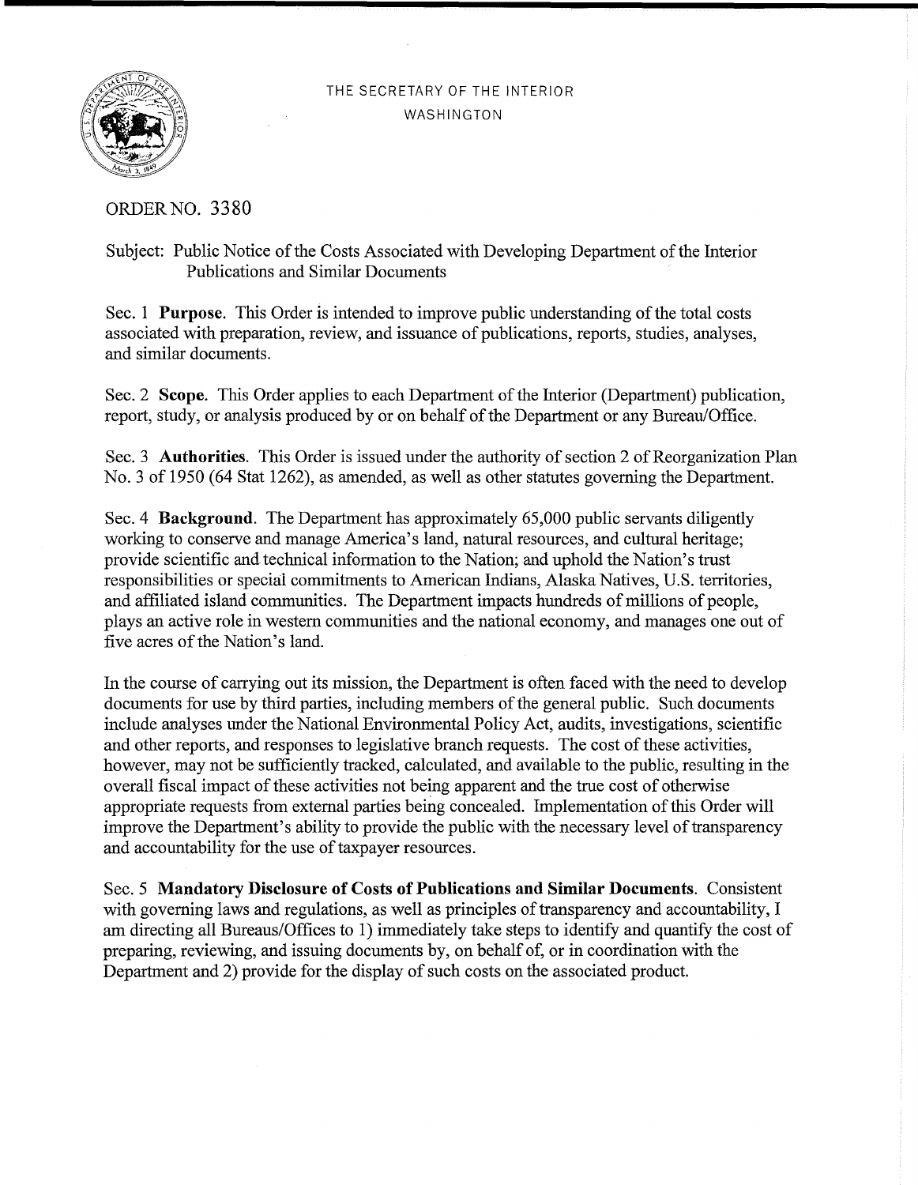THE SECRETARY OF THE INTERIOR
WASHINGTON

ORDER NO. 3380

Subject: Public Notice of the Costs Associated with Developing Department of the Interior Publications and Similar Documents

Sec. 1 **Purpose.** This Order is intended to improve public understanding of the total costs associated with preparation, review, and issuance of publications, reports, studies, analyses, and similar documents.

Sec. 2 **Scope.** This Order applies to each Department of the Interior (Department) publication, report, study, or analysis produced by or on behalf of the Department or any Bureau/Office.

Sec. 3 **Authorities**. This Order is issued under the authority of section 2 of Reorganization Plan No. 3 of 1950 (64 Stat 1262), as amended, as well as other statutes governing the Department.

Sec. 4 **Background**. The Department has approximately 65,000 public servants diligently working to conserve and manage America's land, natural resources, and cultural heritage; provide scientific and technical information to the Nation; and uphold the Nation's trust responsibilities or special commitments to American Indians, Alaska Natives, U.S. territories, and affiliated island communities. The Department impacts hundreds of millions of people, plays an active role in western communities and the national economy, and manages one out of five acres of the Nation's land.

In the course of carrying out its mission, the Department is often faced with the need to develop documents for use by third parties, including members of the general public. Such documents include analyses under the National Environmental Policy Act, audits, investigations, scientific and other reports, and responses to legislative branch requests. The cost of these activities, however, may not be sufficiently tracked, calculated, and available to the public, resulting in the overall fiscal impact of these activities not being apparent and the true cost of otherwise appropriate requests from external parties being concealed. Implementation of this Order will improve the Department's ability to provide the public with the necessary level of transparency and accountability for the use of taxpayer resources.

Sec. 5 **Mandatory Disclosure of Costs of Publications and Similar Documents**. Consistent with governing laws and regulations, as well as principles of transparency and accountability, I am directing all Bureaus/Offices to 1) immediately take steps to identify and quantify the cost of preparing, reviewing, and issuing documents by, on behalf of, or in coordination with the Department and 2) provide for the display of such costs on the associated product.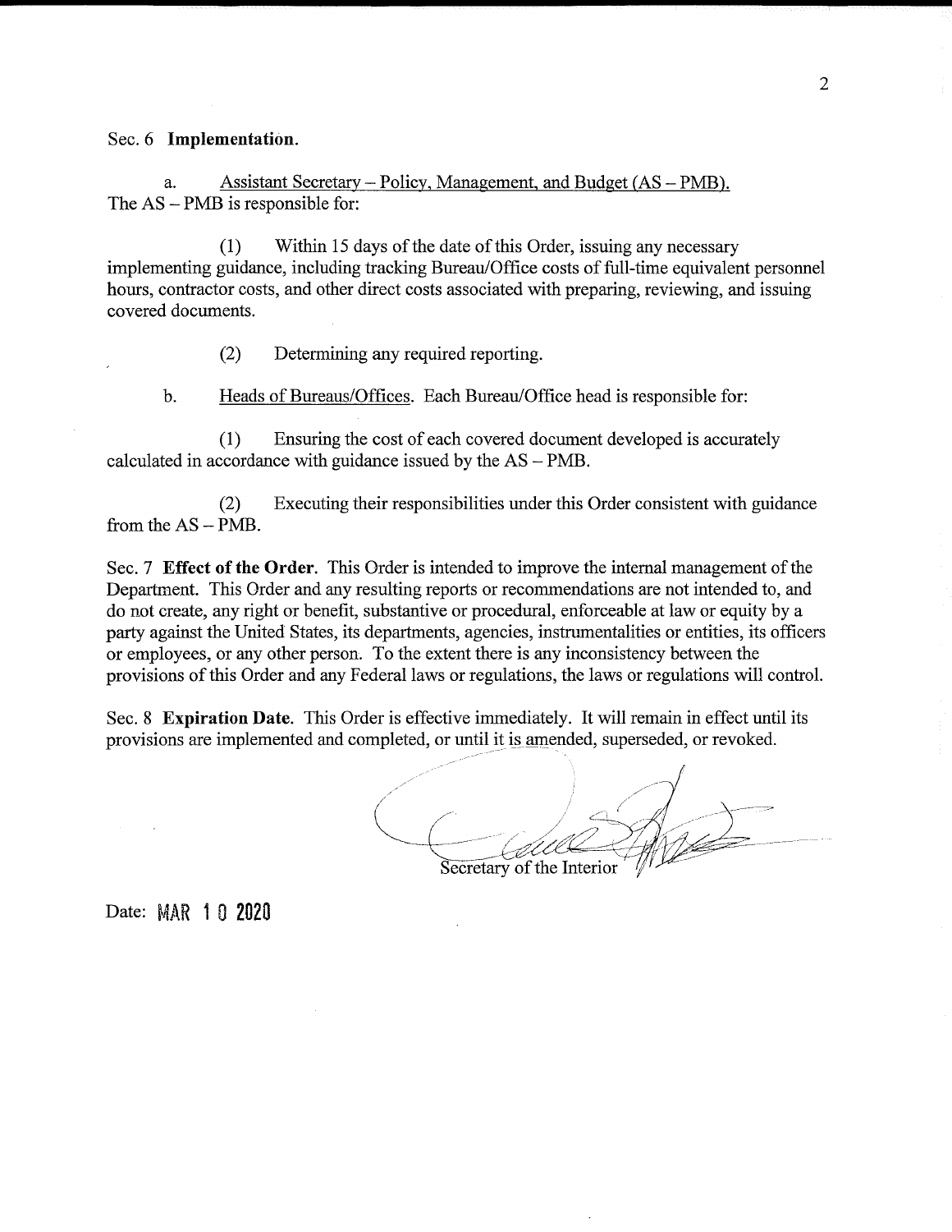Sec. 6 **Implementation.**

a. Assistant Secretary – Policy, Management, and Budget (AS – PMB). The AS – PMB is responsible for:

(1) Within 15 days of the date of this Order, issuing any necessary implementing guidance, including tracking Bureau/Office costs of full-time equivalent personnel hours, contractor costs, and other direct costs associated with preparing, reviewing, and issuing covered documents.

(2) Determining any required reporting.

b. Heads of Bureaus/Offices. Each Bureau/Office head is responsible for:

(1) Ensuring the cost of each covered document developed is accurately calculated in accordance with guidance issued by the AS – PMB.

(2) Executing their responsibilities under this Order consistent with guidance from the AS – PMB.

Sec. 7 **Effect of the Order.** This Order is intended to improve the internal management of the Department. This Order and any resulting reports or recommendations are not intended to, and do not create, any right or benefit, substantive or procedural, enforceable at law or equity by a party against the United States, its departments, agencies, instrumentalities or entities, its officers or employees, or any other person. To the extent there is any inconsistency between the provisions of this Order and any Federal laws or regulations, the laws or regulations will control.

Sec. 8 **Expiration Date.** This Order is effective immediately. It will remain in effect until its provisions are implemented and completed, or until it is amended, superseded, or revoked.

Secretary of the Interior

Date: MAR 10 2020